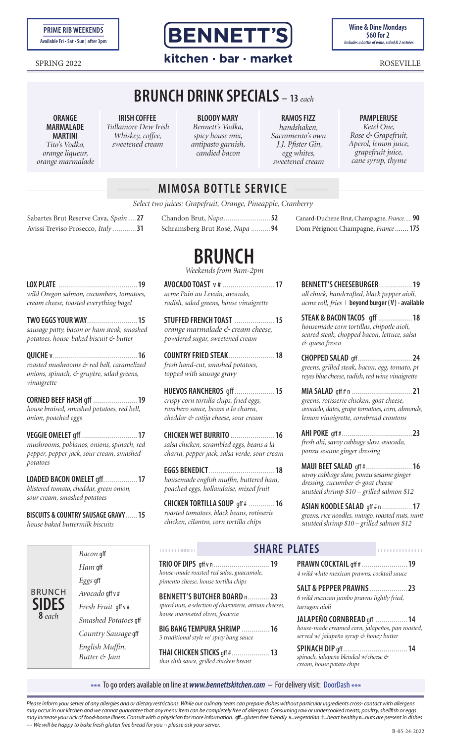**PRIME RIB WEEKENDS**
Available Fri • Sat • Sun | after 3pm

# BENNETT'S
kitchen · bar · market

**Wine & Dine Mondays**
**$60 for 2**
*Includes a bottle of wine, salad & 2 entrées*

SPRING 2022

ROSEVILLE

## BRUNCH DRINK SPECIALS – 13 *each*

**ORANGE MARMALADE MARTINI**
*Tito's Vodka, orange liqueur, orange marmalade*

**IRISH COFFEE**
*Tullamore Dew Irish Whiskey, coffee, sweetened cream*

**BLOODY MARY**
*Bennett's Vodka, spicy house mix, antipasto garnish, candied bacon*

**RAMOS FIZZ**
*handshaken, Sacramento's own J.J. Pfister Gin, egg whites, sweetened cream*

**PAMPLERUSE**
*Ketel One, Rose & Grapefruit, Aperol, lemon juice, grapefruit juice, cane syrup, thyme*

## MIMOSA BOTTLE SERVICE

*Select two juices: Grapefruit, Orange, Pineapple, Cranberry*

Sabartes Brut Reserve Cava, *Spain* .... **27**
Avissi Treviso Prosecco, *Italy* ............ **31**
Chandon Brut, *Napa* ........................ **52**
Schramsberg Brut Rosé, *Napa* .......... **94**
Canard-Duchene Brut, Champagne, *France*..... **90**
Dom Pérignon Champagne, *France* ....... **175**

# BRUNCH

*Weekends from 9am-2pm*

**LOX PLATE** ........................................ **19**
*wild Oregon salmon, cucumbers, tomatoes, cream cheese, toasted everything bagel*

**TWO EGGS YOUR WAY** ......................... **15**
*sausage patty, bacon or ham steak, smashed potatoes, house-baked biscuit & butter*

**QUICHE** v ........................................... **16**
*roasted mushrooms & red bell, caramelized onions, spinach, & gruyère, salad greens, vinaigrette*

**CORNED BEEF HASH** gff ...................... **19**
*house braised, smashed potatoes, red bell, onion, poached eggs*

**VEGGIE OMELET** gff ............................ **17**
*mushrooms, poblanos, onions, spinach, red pepper, pepper jack, sour cream, smashed potatoes*

**LOADED BACON OMELET** gff ................. **17**
*blistered tomato, cheddar, green onion, sour cream, smashed potatoes*

**BISCUITS & COUNTRY SAUSAGE GRAVY** ...... **15**
*house baked buttermilk biscuits*

**AVOCADO TOAST** v # .......................... **17**
*acme Pain au Levain, avocado, radish, salad greens, house vinaigrette*

**STUFFED FRENCH TOAST** .................... **15**
*orange marmalade & cream cheese, powdered sugar, sweetened cream*

**COUNTRY FRIED STEAK** ....................... **18**
*fresh hand-cut, smashed potatoes, topped with sausage gravy*

**HUEVOS RANCHEROS** gff .................... **15**
*crispy corn tortilla chips, fried eggs, ranchero sauce, beans a la charra, cheddar & cotija cheese, sour cream*

**CHICKEN WET BURRITO** ...................... **16**
*salsa chicken, scrambled eggs, beans a la charra, pepper jack, salsa verde, sour cream*

**EGGS BENEDICT** ................................. **18**
*housemade english muffin, buttered ham, poached eggs, hollandaise, mixed fruit*

**CHICKEN TORTILLA SOUP** gff # ............ **16**
*roasted tomatoes, black beans, rotisserie chicken, cilantro, corn tortilla chips*

**BENNETT'S CHEESEBURGER** ................ **19**
*all chuck, handcrafted, black pepper aioli, acme roll, fries* | **beyond burger (V) - available**

**STEAK & BACON TACOS** gff ................. **18**
*housemade corn tortillas, chipotle aioli, seared steak, chopped bacon, lettuce, salsa & queso fresco*

**CHOPPED SALAD** gff ........................... **24**
*greens, grilled steak, bacon, egg, tomato, pt reyes blue cheese, radish, red wine vinaigrette*

**MIA SALAD** gff # n ............................. **21**
*greens, rotisserie chicken, goat cheese, avocado, dates, grape tomatoes, corn, almonds, lemon vinaigrette, cornbread croutons*

**AHI POKE** gff # .................................. **23**
*fresh ahi, savoy cabbage slaw, avocado, ponzu sesame ginger dressing*

**MAUI BEET SALAD** gff # ....................... **16**
*savoy cabbage slaw, ponzu sesame ginger dressing, cucumber & goat cheese*
*sautéed shrimp $10 – grilled salmon $12*

**ASIAN NOODLE SALAD** gff # n ............... **17**
*greens, rice noodles, mango, roasted nuts, mint*
*sautéed shrimp $10 – grilled salmon $12*

## BRUNCH SIDES 8 *each*

- *Bacon* gff
- *Ham* gff
- *Eggs* gff
- *Avocado* gff v #
- *Fresh Fruit* gff v #
- *Smashed Potatoes* gff
- *Country Sausage* gff
- *English Muffin, Butter & Jam*

## SHARE PLATES

**TRIO OF DIPS** gff v n ........................... **19**
*house-made roasted red salsa, guacamole, pimento cheese, house tortilla chips*

**BENNETT'S BUTCHER BOARD** n ........... **23**
*spiced nuts, a selection of charcuterie, artisan cheeses, house marinated olives, focaccia*

**BIG BANG TEMPURA SHRIMP** .............. **16**
*5 traditional style w/ spicy bang sauce*

**THAI CHICKEN STICKS** gff # .................. **13**
*thai chili sauce, grilled chicken breast*

**PRAWN COCKTAIL** gff # ....................... **19**
*4 wild white mexican prawns, cocktail sauce*

**SALT & PEPPER PRAWNS** ...................... **23**
*6 wild mexican jumbo prawns lightly fried, tarragon aioli*

**JALAPEÑO CORNBREAD** gff ................. **14**
*house-made creamed corn, jalapeños, pan roasted, served w/ jalapeño syrup & honey butter*

**SPINACH DIP** gff ................................ **14**
*spinach, jalapeño blended w/cheese & cream, house potato chips*

*** To go orders available on line at ***www.bennettskitchen.com*** – For delivery visit: DoorDash ***

*Please inform your server of any allergies and or dietary restrictions. While our culinary team can prepare dishes without particular ingredients cross- contact with allergens may occur in our kitchen and we cannot guarantee that any menu item can be completely free of allergens. Consuming raw or undercooked meats, poultry, shellfish or eggs may increase your rick of food-borne illness. Consult with a physician for more information.* **gff**=*gluten free friendly* **v**=*vegetarian* **#**=*heart healthy* **n**=*nuts are present in dishes* *–– We will be happy to bake fresh gluten free bread for you ~ please ask your server.*

B-05-24-2022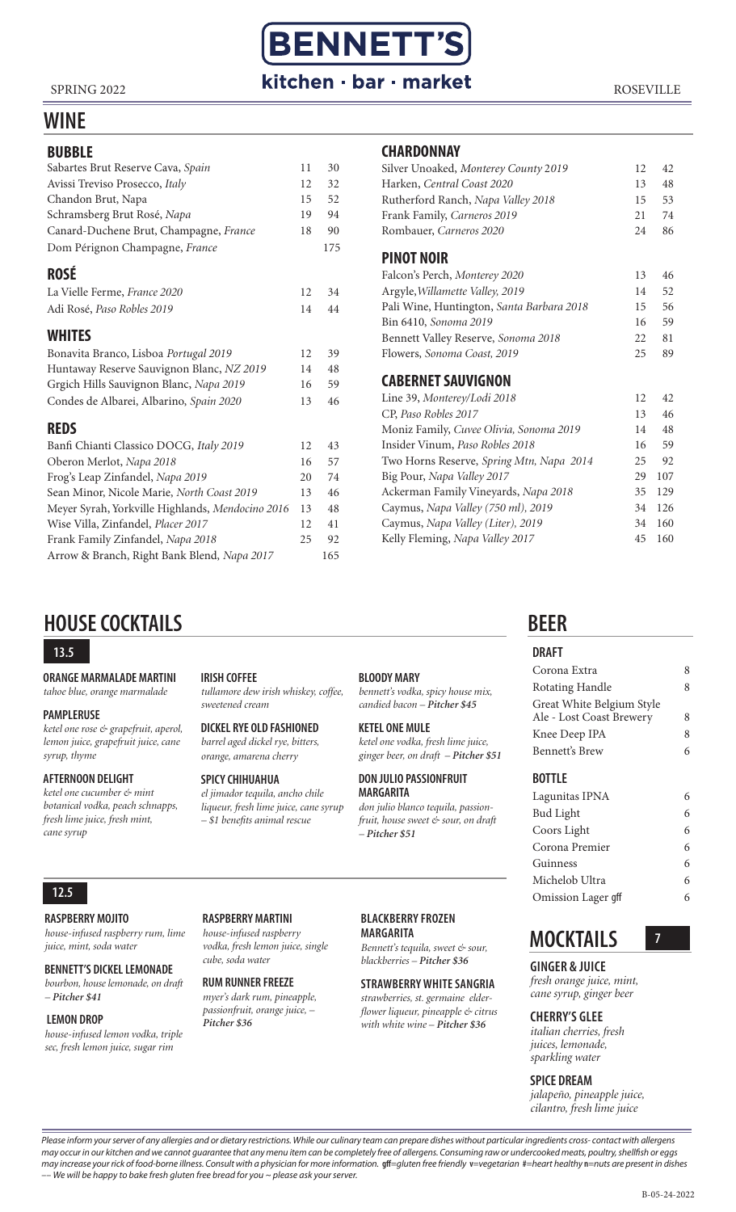# BENNETT'S

kitchen · bar · market

SPRING 2022 ROSEVILLE

## WINE

### BUBBLE

| | | |
|---|---|---|
| Sabartes Brut Reserve Cava, *Spain* | 11 | 30 |
| Avissi Treviso Prosecco, *Italy* | 12 | 32 |
| Chandon Brut, Napa | 15 | 52 |
| Schramsberg Brut Rosé, *Napa* | 19 | 94 |
| Canard-Duchene Brut, Champagne, *France* | 18 | 90 |
| Dom Pérignon Champagne, *France* | | 175 |

### ROSÉ

| | | |
|---|---|---|
| La Vielle Ferme, *France 2020* | 12 | 34 |
| Adi Rosé, *Paso Robles 2019* | 14 | 44 |

### WHITES

| | | |
|---|---|---|
| Bonavita Branco, Lisboa *Portugal 2019* | 12 | 39 |
| Huntaway Reserve Sauvignon Blanc, *NZ 2019* | 14 | 48 |
| Grgich Hills Sauvignon Blanc, *Napa 2019* | 16 | 59 |
| Condes de Albarei, Albarino, *Spain 2020* | 13 | 46 |

### REDS

| | | |
|---|---|---|
| Banfi Chianti Classico DOCG, *Italy 2019* | 12 | 43 |
| Oberon Merlot, *Napa 2018* | 16 | 57 |
| Frog's Leap Zinfandel, *Napa 2019* | 20 | 74 |
| Sean Minor, Nicole Marie, *North Coast 2019* | 13 | 46 |
| Meyer Syrah, Yorkville Highlands, *Mendocino 2016* | 13 | 48 |
| Wise Villa, Zinfandel, *Placer 2017* | 12 | 41 |
| Frank Family Zinfandel, *Napa 2018* | 25 | 92 |
| Arrow & Branch, Right Bank Blend, *Napa 2017* | | 165 |

### CHARDONNAY

| | | |
|---|---|---|
| Silver Unoaked, *Monterey County 2019* | 12 | 42 |
| Harken, *Central Coast 2020* | 13 | 48 |
| Rutherford Ranch, *Napa Valley 2018* | 15 | 53 |
| Frank Family, *Carneros 2019* | 21 | 74 |
| Rombauer, *Carneros 2020* | 24 | 86 |

### PINOT NOIR

| | | |
|---|---|---|
| Falcon's Perch, *Monterey 2020* | 13 | 46 |
| Argyle, *Willamette Valley, 2019* | 14 | 52 |
| Pali Wine, Huntington, *Santa Barbara 2018* | 15 | 56 |
| Bin 6410, *Sonoma 2019* | 16 | 59 |
| Bennett Valley Reserve, *Sonoma 2018* | 22 | 81 |
| Flowers, *Sonoma Coast, 2019* | 25 | 89 |

### CABERNET SAUVIGNON

| | | |
|---|---|---|
| Line 39, *Monterey/Lodi 2018* | 12 | 42 |
| CP, *Paso Robles 2017* | 13 | 46 |
| Moniz Family, *Cuvee Olivia, Sonoma 2019* | 14 | 48 |
| Insider Vinum, *Paso Robles 2018* | 16 | 59 |
| Two Horns Reserve, *Spring Mtn, Napa 2014* | 25 | 92 |
| Big Pour, *Napa Valley 2017* | 29 | 107 |
| Ackerman Family Vineyards, *Napa 2018* | 35 | 129 |
| Caymus, *Napa Valley (750 ml), 2019* | 34 | 126 |
| Caymus, *Napa Valley (Liter), 2019* | 34 | 160 |
| Kelly Fleming, *Napa Valley 2017* | 45 | 160 |

## HOUSE COCKTAILS

### 13.5

**ORANGE MARMALADE MARTINI**
*tahoe blue, orange marmalade*

**PAMPLERUSE**
*ketel one rose & grapefruit, aperol, lemon juice, grapefruit juice, cane syrup, thyme*

**AFTERNOON DELIGHT**
*ketel one cucumber & mint botanical vodka, peach schnapps, fresh lime juice, fresh mint, cane syrup*

**IRISH COFFEE**
*tullamore dew irish whiskey, coffee, sweetened cream*

**DICKEL RYE OLD FASHIONED**
*barrel aged dickel rye, bitters, orange, amarena cherry*

**SPICY CHIHUAHUA**
*el jimador tequila, ancho chile liqueur, fresh lime juice, cane syrup – $1 benefits animal rescue*

**BLOODY MARY**
*bennett's vodka, spicy house mix, candied bacon – **Pitcher $45***

**KETEL ONE MULE**
*ketel one vodka, fresh lime juice, ginger beer, on draft – **Pitcher $51***

**DON JULIO PASSIONFRUIT MARGARITA**
*don julio blanco tequila, passion-fruit, house sweet & sour, on draft – **Pitcher $51***

### 12.5

**RASPBERRY MOJITO**
*house-infused raspberry rum, lime juice, mint, soda water*

**BENNETT'S DICKEL LEMONADE**
*bourbon, house lemonade, on draft – **Pitcher $41***

**LEMON DROP**
*house-infused lemon vodka, triple sec, fresh lemon juice, sugar rim*

**RASPBERRY MARTINI**
*house-infused raspberry vodka, fresh lemon juice, single cube, soda water*

**RUM RUNNER FREEZE**
*myer's dark rum, pineapple, passionfruit, orange juice, – **Pitcher $36***

**BLACKBERRY FROZEN MARGARITA**
*Bennett's tequila, sweet & sour, blackberries – **Pitcher $36***

**STRAWBERRY WHITE SANGRIA**
*strawberries, st. germaine elder-flower liqueur, pineapple & citrus with white wine – **Pitcher $36***

## BEER

### DRAFT

| | |
|---|---|
| Corona Extra | 8 |
| Rotating Handle | 8 |
| Great White Belgium Style Ale - Lost Coast Brewery | 8 |
| Knee Deep IPA | 8 |
| Bennett's Brew | 6 |

### BOTTLE

| | |
|---|---|
| Lagunitas IPNA | 6 |
| Bud Light | 6 |
| Coors Light | 6 |
| Corona Premier | 6 |
| Guinness | 6 |
| Michelob Ultra | 6 |
| Omission Lager gff | 6 |

## MOCKTAILS 7

**GINGER & JUICE**
*fresh orange juice, mint, cane syrup, ginger beer*

**CHERRY'S GLEE**
*italian cherries, fresh juices, lemonade, sparkling water*

**SPICE DREAM**
*jalapeño, pineapple juice, cilantro, fresh lime juice*

*Please inform your server of any allergies and or dietary restrictions. While our culinary team can prepare dishes without particular ingredients cross- contact with allergens may occur in our kitchen and we cannot guarantee that any menu item can be completely free of allergens. Consuming raw or undercooked meats, poultry, shellfish or eggs may increase your rick of food-borne illness. Consult with a physician for more information.* gff=gluten free friendly v=vegetarian #=heart healthy n=nuts are present in dishes *–– We will be happy to bake fresh gluten free bread for you ~ please ask your server.*

B-05-24-2022